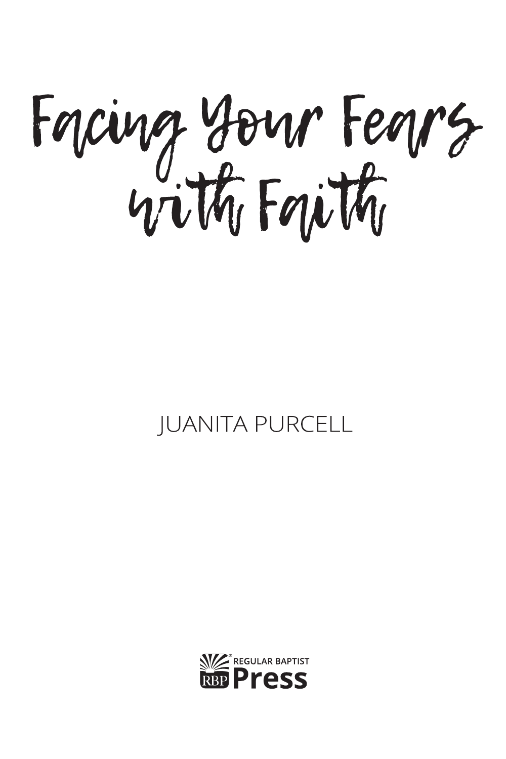# Facing Your Fears with Faith

JUANITA PURCELL

REGULAR BAPTIST
Press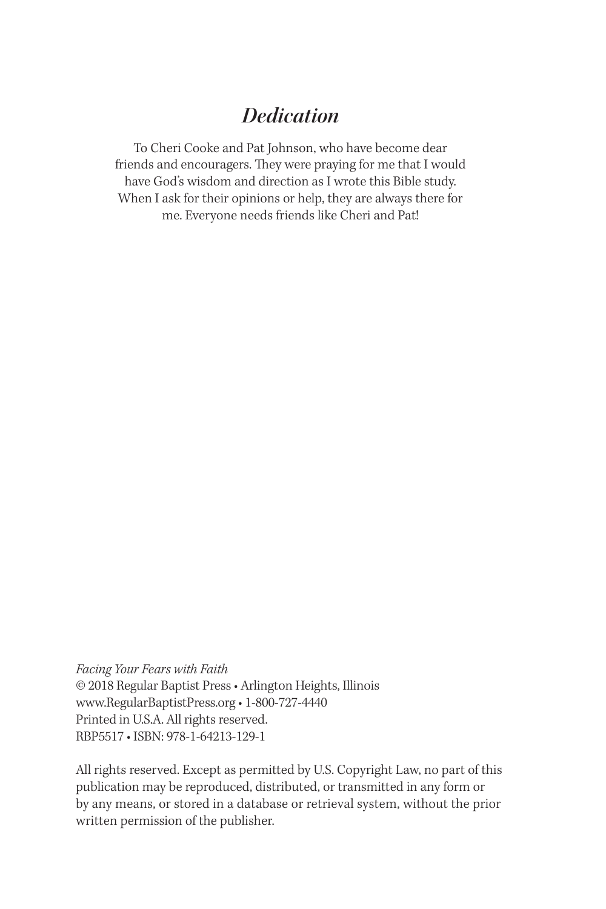# *Dedication*

To Cheri Cooke and Pat Johnson, who have become dear friends and encouragers. They were praying for me that I would have God's wisdom and direction as I wrote this Bible study. When I ask for their opinions or help, they are always there for me. Everyone needs friends like Cheri and Pat!

*Facing Your Fears with Faith*
© 2018 Regular Baptist Press • Arlington Heights, Illinois
www.RegularBaptistPress.org • 1-800-727-4440
Printed in U.S.A. All rights reserved.
RBP5517 • ISBN: 978-1-64213-129-1

All rights reserved. Except as permitted by U.S. Copyright Law, no part of this publication may be reproduced, distributed, or transmitted in any form or by any means, or stored in a database or retrieval system, without the prior written permission of the publisher.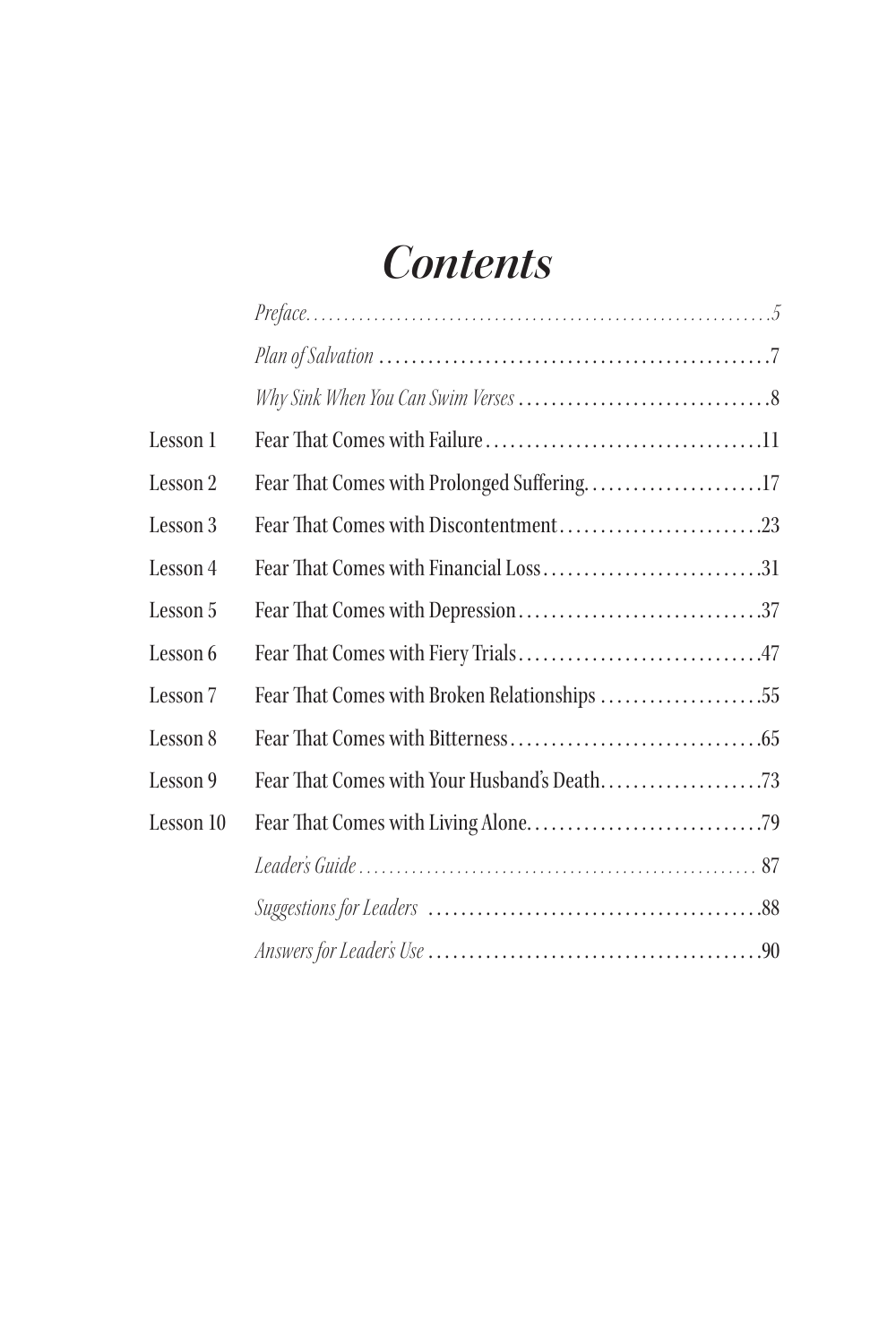# *Contents*

| | | |
|---|---|---|
| | *Preface* | 5 |
| | *Plan of Salvation* | 7 |
| | *Why Sink When You Can Swim Verses* | 8 |
| Lesson 1 | Fear That Comes with Failure | 11 |
| Lesson 2 | Fear That Comes with Prolonged Suffering | 17 |
| Lesson 3 | Fear That Comes with Discontentment | 23 |
| Lesson 4 | Fear That Comes with Financial Loss | 31 |
| Lesson 5 | Fear That Comes with Depression | 37 |
| Lesson 6 | Fear That Comes with Fiery Trials | 47 |
| Lesson 7 | Fear That Comes with Broken Relationships | 55 |
| Lesson 8 | Fear That Comes with Bitterness | 65 |
| Lesson 9 | Fear That Comes with Your Husband's Death | 73 |
| Lesson 10 | Fear That Comes with Living Alone | 79 |
| | *Leader's Guide* | 87 |
| | *Suggestions for Leaders* | 88 |
| | *Answers for Leader's Use* | 90 |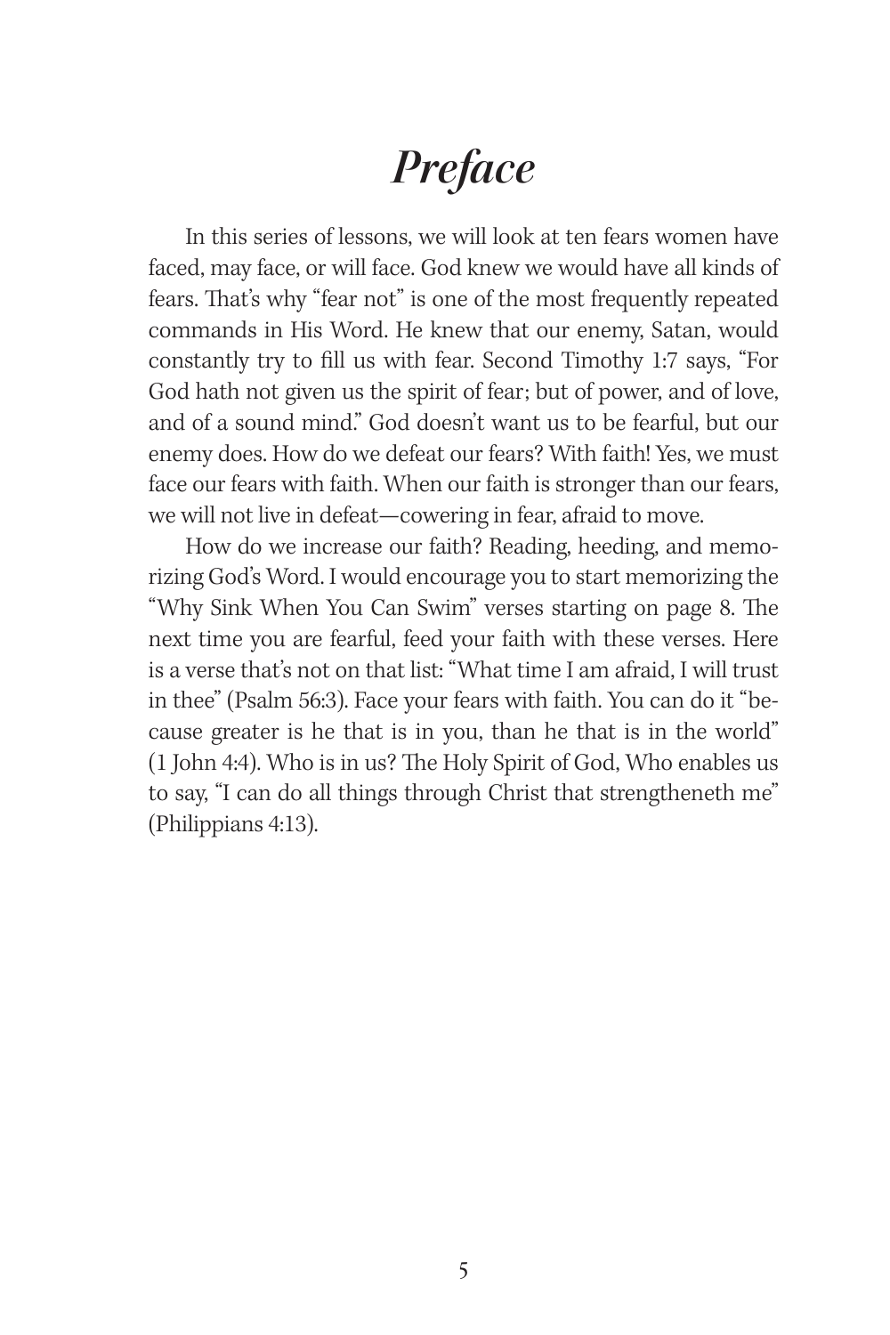# *Preface*

In this series of lessons, we will look at ten fears women have faced, may face, or will face. God knew we would have all kinds of fears. That's why "fear not" is one of the most frequently repeated commands in His Word. He knew that our enemy, Satan, would constantly try to fill us with fear. Second Timothy 1:7 says, "For God hath not given us the spirit of fear; but of power, and of love, and of a sound mind." God doesn't want us to be fearful, but our enemy does. How do we defeat our fears? With faith! Yes, we must face our fears with faith. When our faith is stronger than our fears, we will not live in defeat—cowering in fear, afraid to move.

How do we increase our faith? Reading, heeding, and memorizing God's Word. I would encourage you to start memorizing the "Why Sink When You Can Swim" verses starting on page 8. The next time you are fearful, feed your faith with these verses. Here is a verse that's not on that list: "What time I am afraid, I will trust in thee" (Psalm 56:3). Face your fears with faith. You can do it "because greater is he that is in you, than he that is in the world" (1 John 4:4). Who is in us? The Holy Spirit of God, Who enables us to say, "I can do all things through Christ that strengtheneth me" (Philippians 4:13).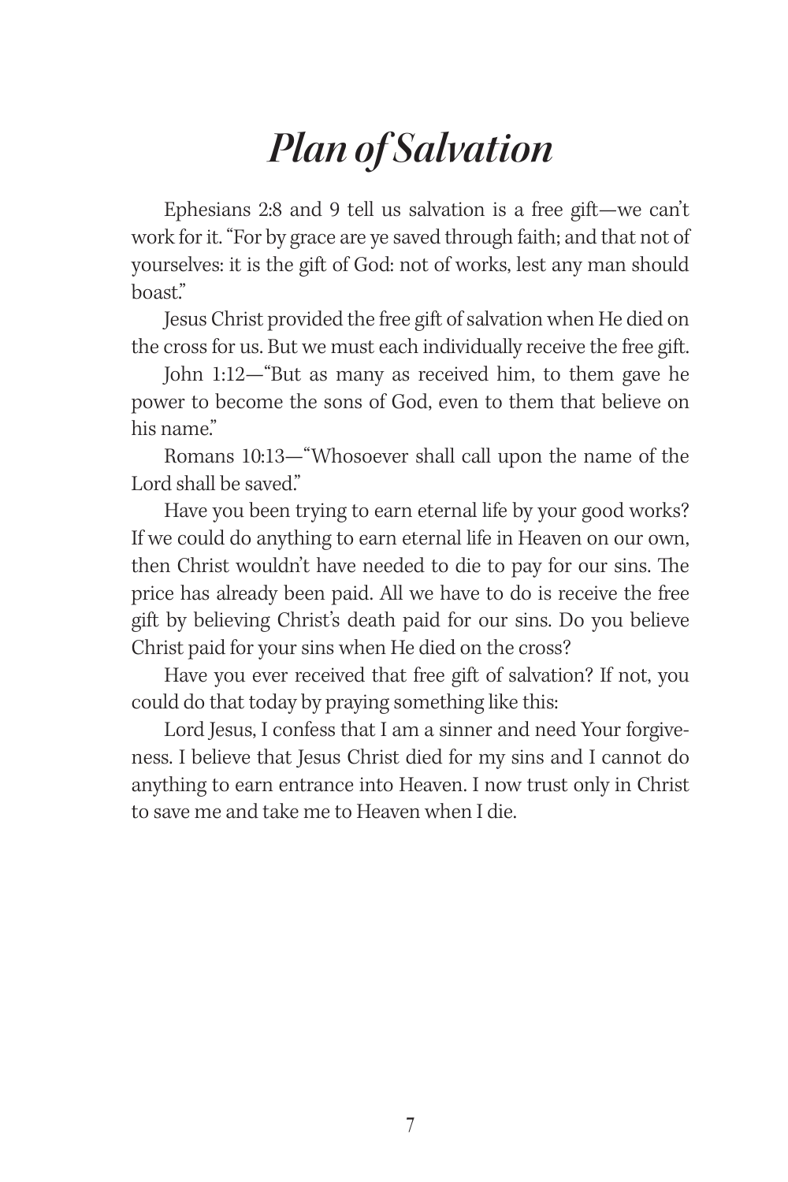# *Plan of Salvation*

Ephesians 2:8 and 9 tell us salvation is a free gift—we can't work for it. "For by grace are ye saved through faith; and that not of yourselves: it is the gift of God: not of works, lest any man should boast."

Jesus Christ provided the free gift of salvation when He died on the cross for us. But we must each individually receive the free gift.

John 1:12—"But as many as received him, to them gave he power to become the sons of God, even to them that believe on his name."

Romans 10:13—"Whosoever shall call upon the name of the Lord shall be saved."

Have you been trying to earn eternal life by your good works? If we could do anything to earn eternal life in Heaven on our own, then Christ wouldn't have needed to die to pay for our sins. The price has already been paid. All we have to do is receive the free gift by believing Christ's death paid for our sins. Do you believe Christ paid for your sins when He died on the cross?

Have you ever received that free gift of salvation? If not, you could do that today by praying something like this:

Lord Jesus, I confess that I am a sinner and need Your forgiveness. I believe that Jesus Christ died for my sins and I cannot do anything to earn entrance into Heaven. I now trust only in Christ to save me and take me to Heaven when I die.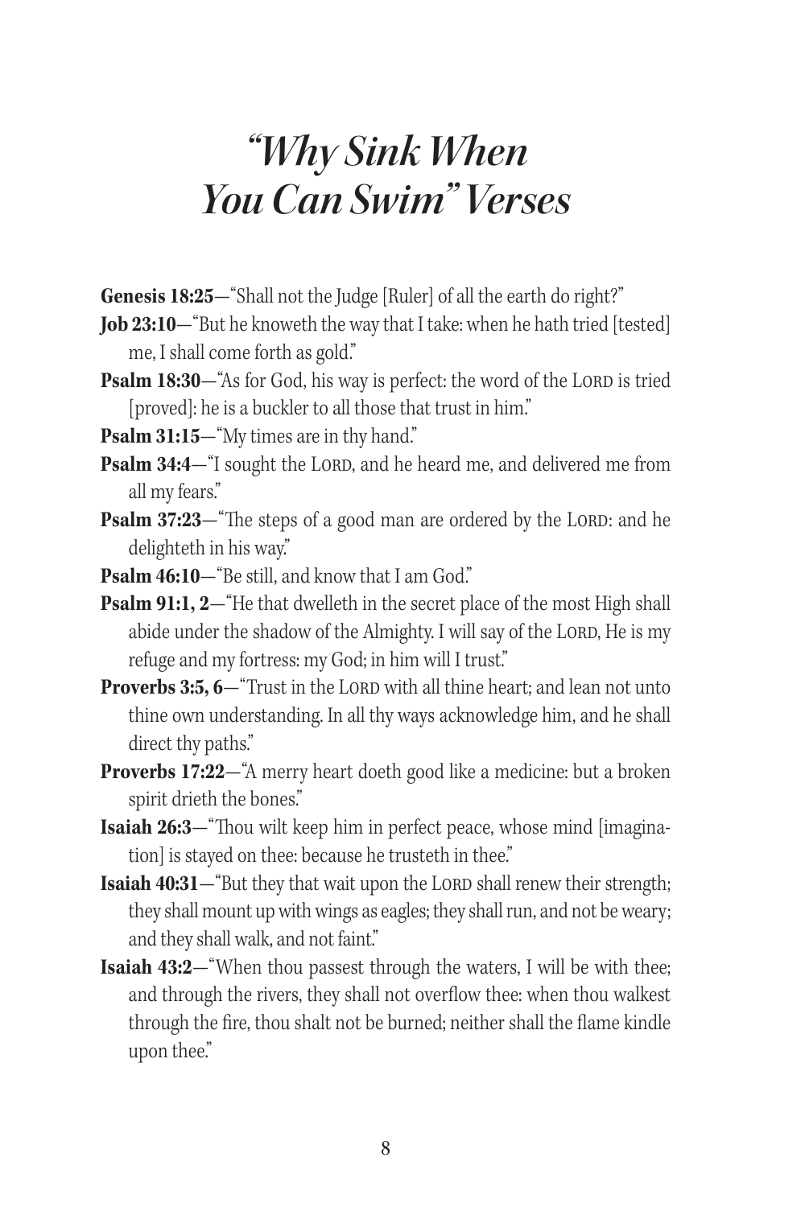# *"Why Sink When You Can Swim" Verses*

**Genesis 18:25**—"Shall not the Judge [Ruler] of all the earth do right?"

**Job 23:10**—"But he knoweth the way that I take: when he hath tried [tested] me, I shall come forth as gold."

**Psalm 18:30**—"As for God, his way is perfect: the word of the LORD is tried [proved]: he is a buckler to all those that trust in him."

**Psalm 31:15**—"My times are in thy hand."

**Psalm 34:4**—"I sought the LORD, and he heard me, and delivered me from all my fears."

**Psalm 37:23**—"The steps of a good man are ordered by the LORD: and he delighteth in his way."

**Psalm 46:10**—"Be still, and know that I am God."

**Psalm 91:1, 2**—"He that dwelleth in the secret place of the most High shall abide under the shadow of the Almighty. I will say of the LORD, He is my refuge and my fortress: my God; in him will I trust."

**Proverbs 3:5, 6**—"Trust in the LORD with all thine heart; and lean not unto thine own understanding. In all thy ways acknowledge him, and he shall direct thy paths."

**Proverbs 17:22**—"A merry heart doeth good like a medicine: but a broken spirit drieth the bones."

**Isaiah 26:3**—"Thou wilt keep him in perfect peace, whose mind [imagination] is stayed on thee: because he trusteth in thee."

**Isaiah 40:31**—"But they that wait upon the LORD shall renew their strength; they shall mount up with wings as eagles; they shall run, and not be weary; and they shall walk, and not faint."

**Isaiah 43:2**—"When thou passest through the waters, I will be with thee; and through the rivers, they shall not overflow thee: when thou walkest through the fire, thou shalt not be burned; neither shall the flame kindle upon thee."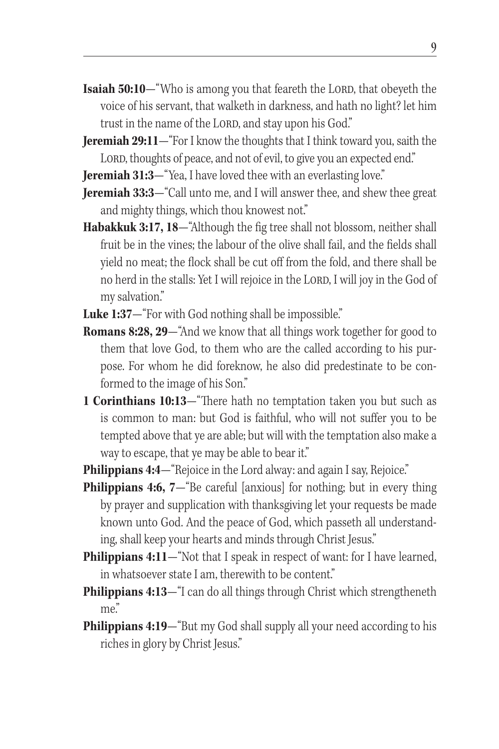**Isaiah 50:10**—"Who is among you that feareth the LORD, that obeyeth the voice of his servant, that walketh in darkness, and hath no light? let him trust in the name of the LORD, and stay upon his God."

**Jeremiah 29:11**—"For I know the thoughts that I think toward you, saith the LORD, thoughts of peace, and not of evil, to give you an expected end."

**Jeremiah 31:3**—"Yea, I have loved thee with an everlasting love."

**Jeremiah 33:3**—"Call unto me, and I will answer thee, and shew thee great and mighty things, which thou knowest not."

**Habakkuk 3:17, 18**—"Although the fig tree shall not blossom, neither shall fruit be in the vines; the labour of the olive shall fail, and the fields shall yield no meat; the flock shall be cut off from the fold, and there shall be no herd in the stalls: Yet I will rejoice in the LORD, I will joy in the God of my salvation."

**Luke 1:37**—"For with God nothing shall be impossible."

**Romans 8:28, 29**—"And we know that all things work together for good to them that love God, to them who are the called according to his purpose. For whom he did foreknow, he also did predestinate to be conformed to the image of his Son."

**1 Corinthians 10:13**—"There hath no temptation taken you but such as is common to man: but God is faithful, who will not suffer you to be tempted above that ye are able; but will with the temptation also make a way to escape, that ye may be able to bear it."

**Philippians 4:4**—"Rejoice in the Lord alway: and again I say, Rejoice."

**Philippians 4:6, 7**—"Be careful [anxious] for nothing; but in every thing by prayer and supplication with thanksgiving let your requests be made known unto God. And the peace of God, which passeth all understanding, shall keep your hearts and minds through Christ Jesus."

**Philippians 4:11**—"Not that I speak in respect of want: for I have learned, in whatsoever state I am, therewith to be content."

**Philippians 4:13**—"I can do all things through Christ which strengtheneth me."

**Philippians 4:19**—"But my God shall supply all your need according to his riches in glory by Christ Jesus."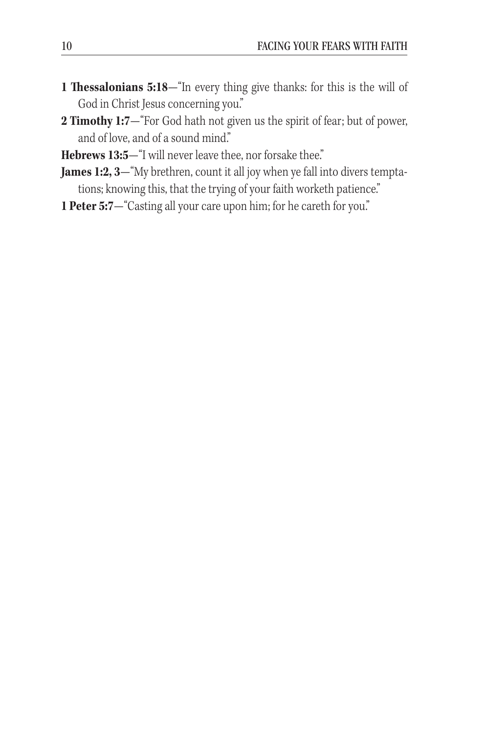**1 Thessalonians 5:18**—"In every thing give thanks: for this is the will of God in Christ Jesus concerning you."

**2 Timothy 1:7**—"For God hath not given us the spirit of fear; but of power, and of love, and of a sound mind."

**Hebrews 13:5**—"I will never leave thee, nor forsake thee."

**James 1:2, 3**—"My brethren, count it all joy when ye fall into divers temptations; knowing this, that the trying of your faith worketh patience."

**1 Peter 5:7**—"Casting all your care upon him; for he careth for you."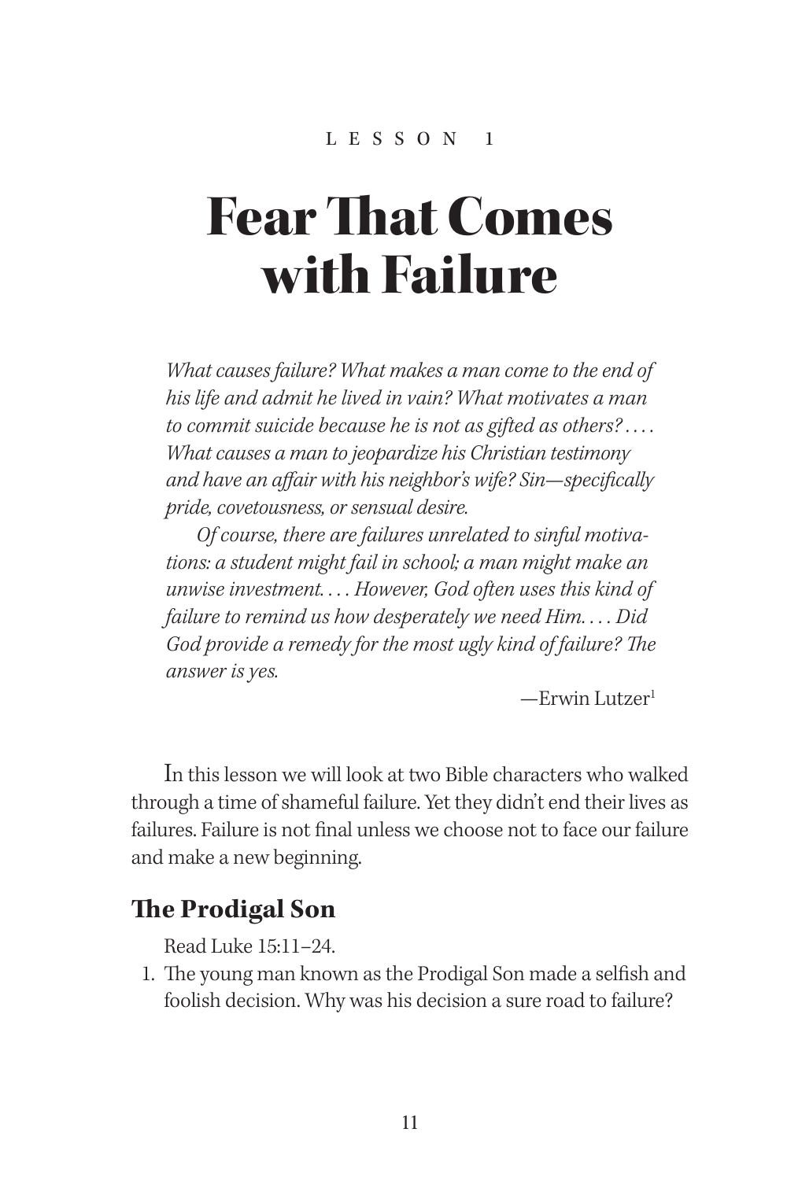LESSON 1

# Fear That Comes with Failure

*What causes failure? What makes a man come to the end of his life and admit he lived in vain? What motivates a man to commit suicide because he is not as gifted as others? . . . . What causes a man to jeopardize his Christian testimony and have an affair with his neighbor's wife? Sin—specifically pride, covetousness, or sensual desire.*

*Of course, there are failures unrelated to sinful motivations: a student might fail in school; a man might make an unwise investment. . . . However, God often uses this kind of failure to remind us how desperately we need Him. . . . Did God provide a remedy for the most ugly kind of failure? The answer is yes.*

—Erwin Lutzer[1]

In this lesson we will look at two Bible characters who walked through a time of shameful failure. Yet they didn't end their lives as failures. Failure is not final unless we choose not to face our failure and make a new beginning.

## The Prodigal Son

Read Luke 15:11–24.

1. The young man known as the Prodigal Son made a selfish and foolish decision. Why was his decision a sure road to failure?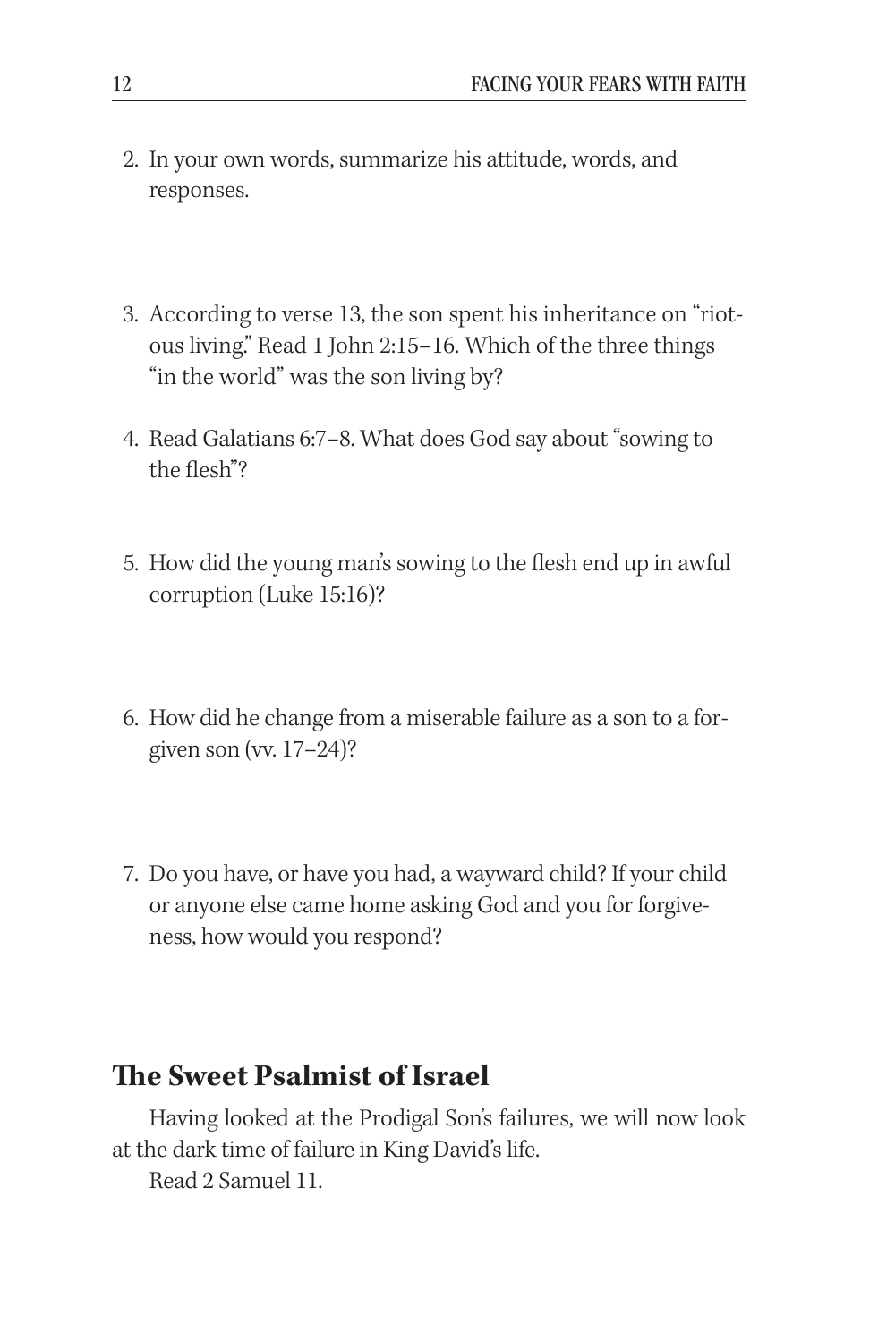2. In your own words, summarize his attitude, words, and responses.

3. According to verse 13, the son spent his inheritance on "riotous living." Read 1 John 2:15–16. Which of the three things "in the world" was the son living by?

4. Read Galatians 6:7–8. What does God say about "sowing to the flesh"?

5. How did the young man's sowing to the flesh end up in awful corruption (Luke 15:16)?

6. How did he change from a miserable failure as a son to a forgiven son (vv. 17–24)?

7. Do you have, or have you had, a wayward child? If your child or anyone else came home asking God and you for forgiveness, how would you respond?

## The Sweet Psalmist of Israel

Having looked at the Prodigal Son's failures, we will now look at the dark time of failure in King David's life.

Read 2 Samuel 11.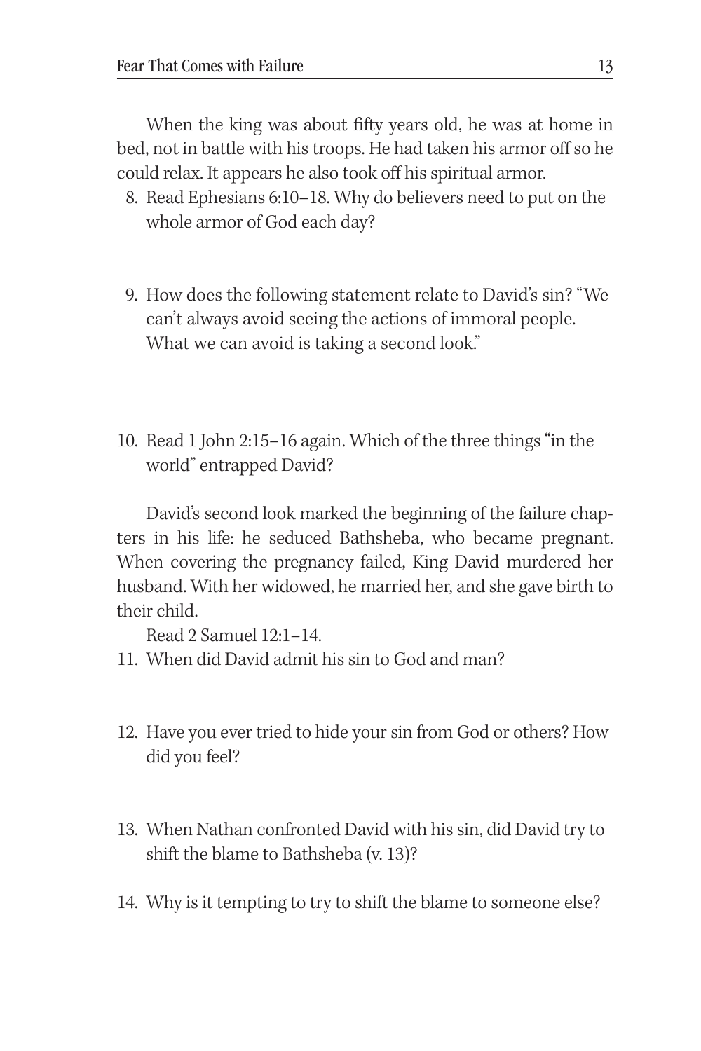When the king was about fifty years old, he was at home in bed, not in battle with his troops. He had taken his armor off so he could relax. It appears he also took off his spiritual armor.

8. Read Ephesians 6:10–18. Why do believers need to put on the whole armor of God each day?

9. How does the following statement relate to David's sin? "We can't always avoid seeing the actions of immoral people. What we can avoid is taking a second look."

10. Read 1 John 2:15–16 again. Which of the three things "in the world" entrapped David?

David's second look marked the beginning of the failure chapters in his life: he seduced Bathsheba, who became pregnant. When covering the pregnancy failed, King David murdered her husband. With her widowed, he married her, and she gave birth to their child.

Read 2 Samuel 12:1–14.

11. When did David admit his sin to God and man?

12. Have you ever tried to hide your sin from God or others? How did you feel?

13. When Nathan confronted David with his sin, did David try to shift the blame to Bathsheba (v. 13)?

14. Why is it tempting to try to shift the blame to someone else?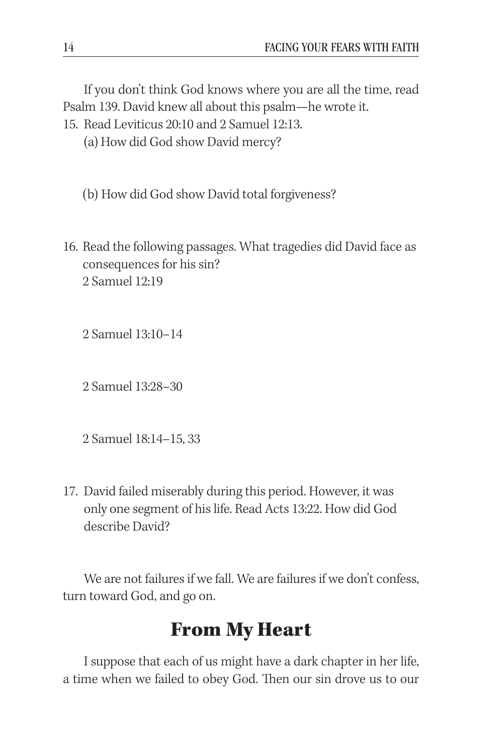If you don't think God knows where you are all the time, read Psalm 139. David knew all about this psalm—he wrote it.

15. Read Leviticus 20:10 and 2 Samuel 12:13.

    (a) How did God show David mercy?

    (b) How did God show David total forgiveness?

16. Read the following passages. What tragedies did David face as consequences for his sin?

    2 Samuel 12:19

    2 Samuel 13:10–14

    2 Samuel 13:28–30

    2 Samuel 18:14–15, 33

17. David failed miserably during this period. However, it was only one segment of his life. Read Acts 13:22. How did God describe David?

We are not failures if we fall. We are failures if we don't confess, turn toward God, and go on.

## From My Heart

I suppose that each of us might have a dark chapter in her life, a time when we failed to obey God. Then our sin drove us to our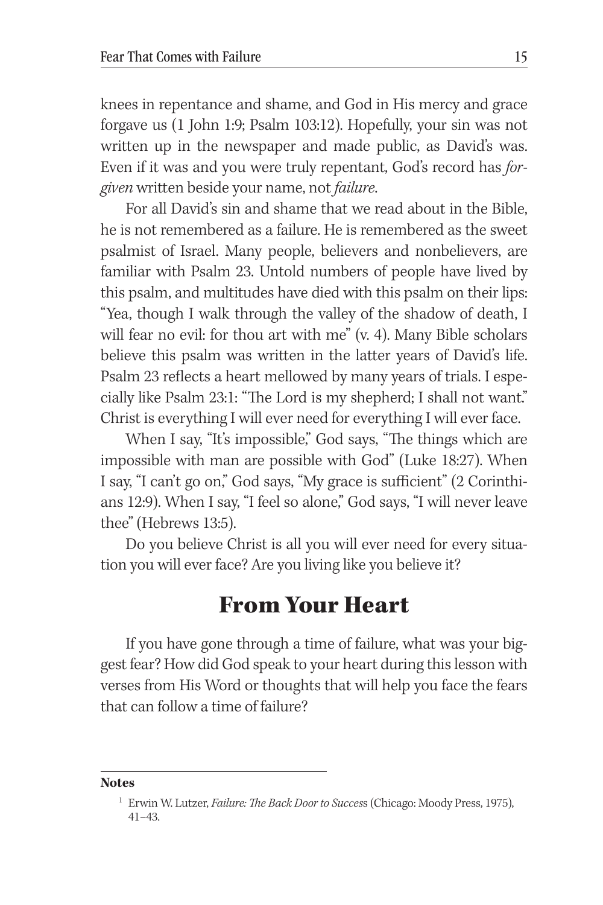knees in repentance and shame, and God in His mercy and grace forgave us (1 John 1:9; Psalm 103:12). Hopefully, your sin was not written up in the newspaper and made public, as David's was. Even if it was and you were truly repentant, God's record has *forgiven* written beside your name, not *failure*.

For all David's sin and shame that we read about in the Bible, he is not remembered as a failure. He is remembered as the sweet psalmist of Israel. Many people, believers and nonbelievers, are familiar with Psalm 23. Untold numbers of people have lived by this psalm, and multitudes have died with this psalm on their lips: "Yea, though I walk through the valley of the shadow of death, I will fear no evil: for thou art with me" (v. 4). Many Bible scholars believe this psalm was written in the latter years of David's life. Psalm 23 reflects a heart mellowed by many years of trials. I especially like Psalm 23:1: "The Lord is my shepherd; I shall not want." Christ is everything I will ever need for everything I will ever face.

When I say, "It's impossible," God says, "The things which are impossible with man are possible with God" (Luke 18:27). When I say, "I can't go on," God says, "My grace is sufficient" (2 Corinthians 12:9). When I say, "I feel so alone," God says, "I will never leave thee" (Hebrews 13:5).

Do you believe Christ is all you will ever need for every situation you will ever face? Are you living like you believe it?

## From Your Heart

If you have gone through a time of failure, what was your biggest fear? How did God speak to your heart during this lesson with verses from His Word or thoughts that will help you face the fears that can follow a time of failure?

**Notes**

1 Erwin W. Lutzer, *Failure: The Back Door to Success* (Chicago: Moody Press, 1975), 41–43.